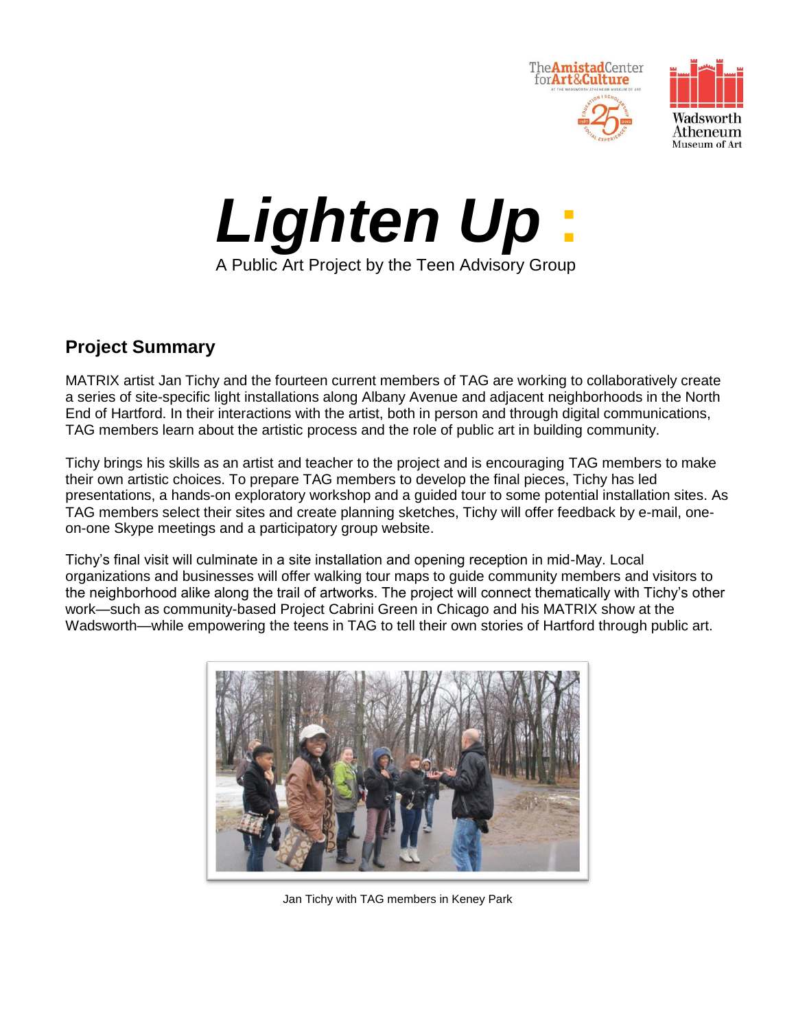# *Lighten Up* :

A Public Art Project by the Teen Advisory Group

## Project Summary

MATRIX artist Jan Tichy and the fourteen current members of TAG are working to collaboratively create a series of site-specific light installations along Albany Avenue and adjacent neighborhoods in the North End of Hartford. In their interactions with the artist, both in person and through digital communications, TAG members learn about the artistic process and the role of public art in building community.

Tichy brings his skills as an artist and teacher to the project and is encouraging TAG members to make their own artistic choices. To prepare TAG members to develop the final pieces, Tichy has led presentations, a hands-on exploratory workshop and a guided tour to some potential installation sites. As TAG members select their sites and create planning sketches, Tichy will offer feedback by e-mail, one-on-one Skype meetings and a participatory group website.

Tichy's final visit will culminate in a site installation and opening reception in mid-May. Local organizations and businesses will offer walking tour maps to guide community members and visitors to the neighborhood alike along the trail of artworks. The project will connect thematically with Tichy's other work—such as community-based Project Cabrini Green in Chicago and his MATRIX show at the Wadsworth—while empowering the teens in TAG to tell their own stories of Hartford through public art.

Jan Tichy with TAG members in Keney Park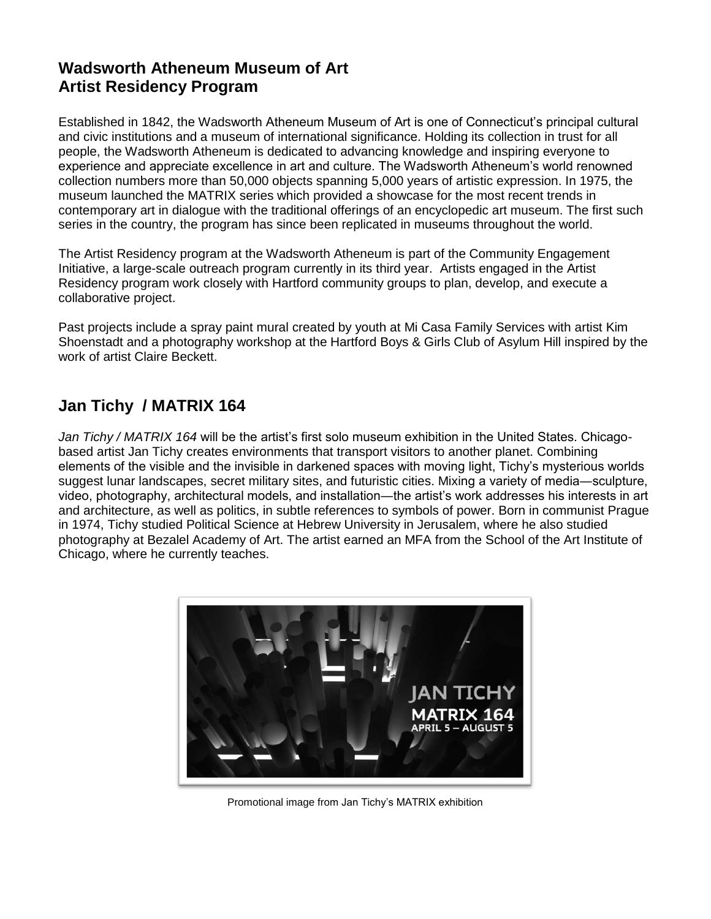## Wadsworth Atheneum Museum of Art
## Artist Residency Program

Established in 1842, the Wadsworth Atheneum Museum of Art is one of Connecticut's principal cultural and civic institutions and a museum of international significance. Holding its collection in trust for all people, the Wadsworth Atheneum is dedicated to advancing knowledge and inspiring everyone to experience and appreciate excellence in art and culture. The Wadsworth Atheneum's world renowned collection numbers more than 50,000 objects spanning 5,000 years of artistic expression. In 1975, the museum launched the MATRIX series which provided a showcase for the most recent trends in contemporary art in dialogue with the traditional offerings of an encyclopedic art museum. The first such series in the country, the program has since been replicated in museums throughout the world.

The Artist Residency program at the Wadsworth Atheneum is part of the Community Engagement Initiative, a large-scale outreach program currently in its third year. Artists engaged in the Artist Residency program work closely with Hartford community groups to plan, develop, and execute a collaborative project.

Past projects include a spray paint mural created by youth at Mi Casa Family Services with artist Kim Shoenstadt and a photography workshop at the Hartford Boys & Girls Club of Asylum Hill inspired by the work of artist Claire Beckett.

## Jan Tichy / MATRIX 164

*Jan Tichy / MATRIX 164* will be the artist's first solo museum exhibition in the United States. Chicago-based artist Jan Tichy creates environments that transport visitors to another planet. Combining elements of the visible and the invisible in darkened spaces with moving light, Tichy's mysterious worlds suggest lunar landscapes, secret military sites, and futuristic cities. Mixing a variety of media—sculpture, video, photography, architectural models, and installation—the artist's work addresses his interests in art and architecture, as well as politics, in subtle references to symbols of power. Born in communist Prague in 1974, Tichy studied Political Science at Hebrew University in Jerusalem, where he also studied photography at Bezalel Academy of Art. The artist earned an MFA from the School of the Art Institute of Chicago, where he currently teaches.

JAN TICHY
MATRIX 164
APRIL 5 – AUGUST 5

Promotional image from Jan Tichy's MATRIX exhibition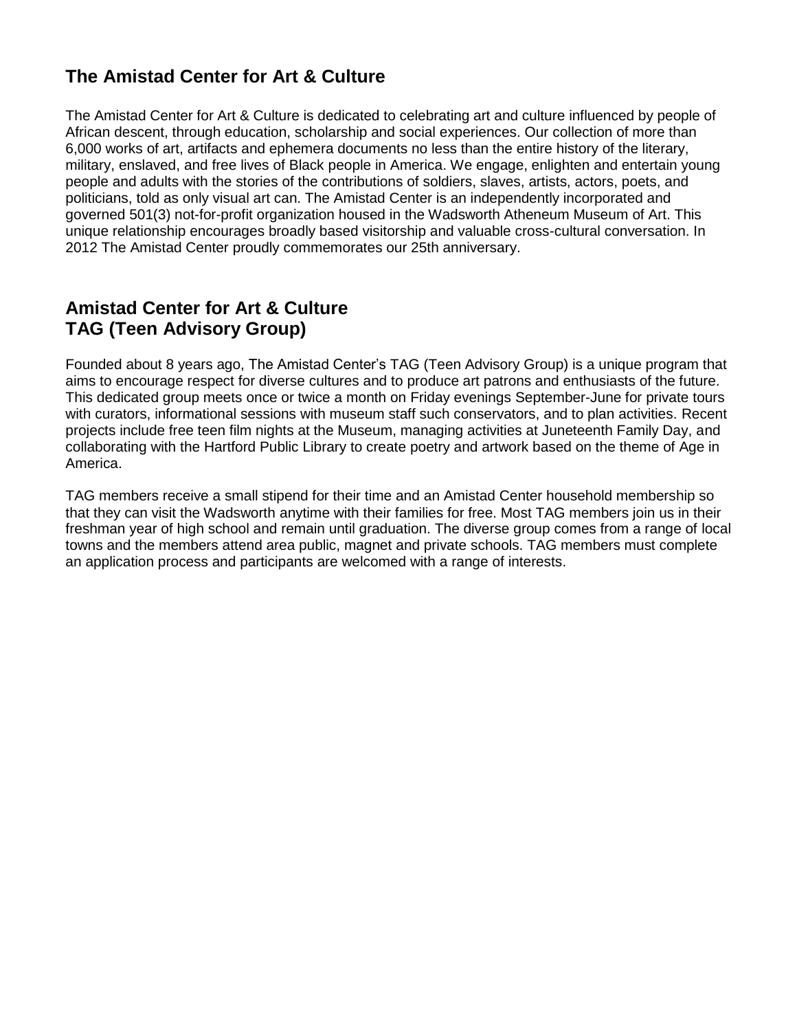## The Amistad Center for Art & Culture

The Amistad Center for Art & Culture is dedicated to celebrating art and culture influenced by people of African descent, through education, scholarship and social experiences. Our collection of more than 6,000 works of art, artifacts and ephemera documents no less than the entire history of the literary, military, enslaved, and free lives of Black people in America. We engage, enlighten and entertain young people and adults with the stories of the contributions of soldiers, slaves, artists, actors, poets, and politicians, told as only visual art can. The Amistad Center is an independently incorporated and governed 501(3) not-for-profit organization housed in the Wadsworth Atheneum Museum of Art. This unique relationship encourages broadly based visitorship and valuable cross-cultural conversation. In 2012 The Amistad Center proudly commemorates our 25th anniversary.

## Amistad Center for Art & Culture
## TAG (Teen Advisory Group)

Founded about 8 years ago, The Amistad Center's TAG (Teen Advisory Group) is a unique program that aims to encourage respect for diverse cultures and to produce art patrons and enthusiasts of the future. This dedicated group meets once or twice a month on Friday evenings September-June for private tours with curators, informational sessions with museum staff such conservators, and to plan activities. Recent projects include free teen film nights at the Museum, managing activities at Juneteenth Family Day, and collaborating with the Hartford Public Library to create poetry and artwork based on the theme of Age in America.

TAG members receive a small stipend for their time and an Amistad Center household membership so that they can visit the Wadsworth anytime with their families for free. Most TAG members join us in their freshman year of high school and remain until graduation. The diverse group comes from a range of local towns and the members attend area public, magnet and private schools. TAG members must complete an application process and participants are welcomed with a range of interests.